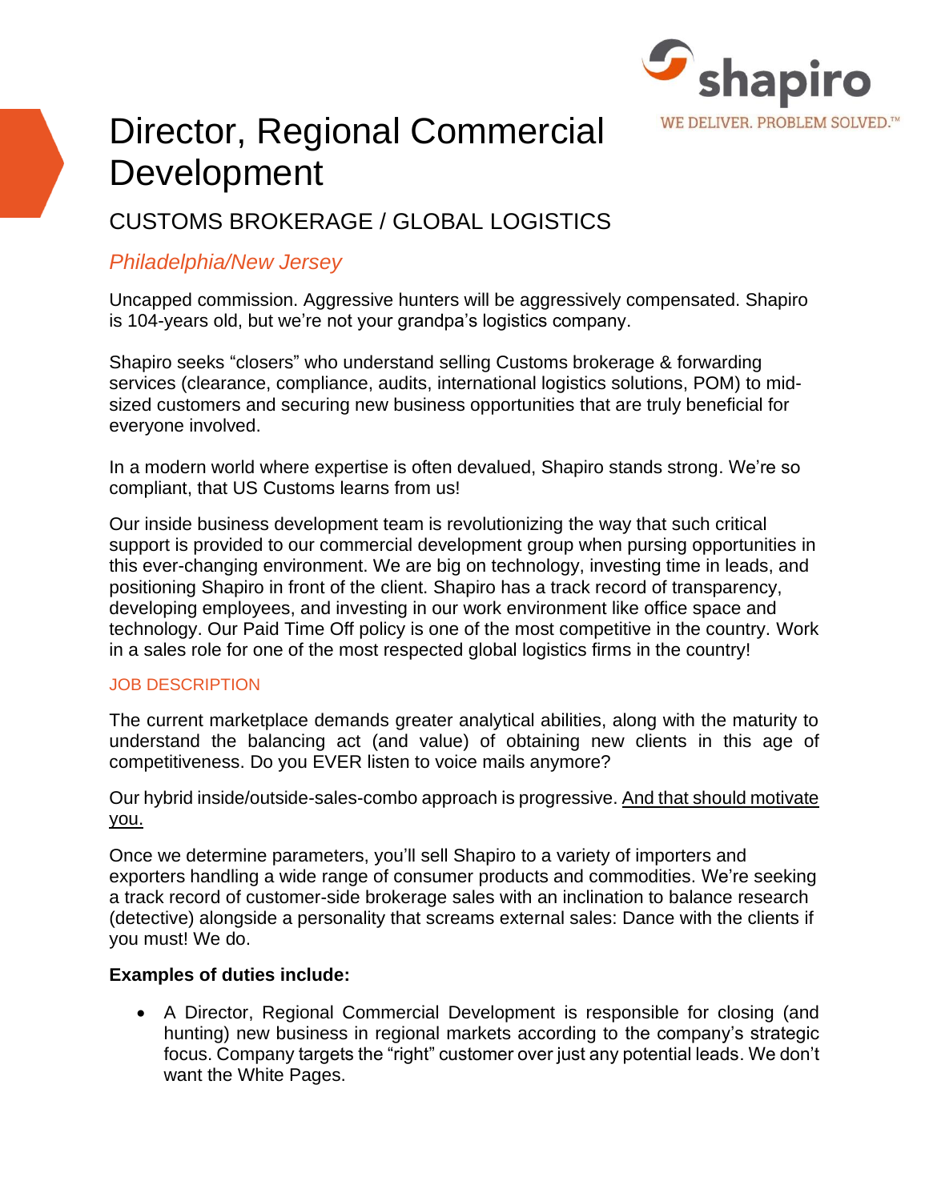shapiro

WE DELIVER. PROBLEM SOLVED.™

# Director, Regional Commercial Development

## CUSTOMS BROKERAGE / GLOBAL LOGISTICS

### *Philadelphia/New Jersey*

Uncapped commission. Aggressive hunters will be aggressively compensated. Shapiro is 104-years old, but we're not your grandpa's logistics company.

Shapiro seeks "closers" who understand selling Customs brokerage & forwarding services (clearance, compliance, audits, international logistics solutions, POM) to mid-sized customers and securing new business opportunities that are truly beneficial for everyone involved.

In a modern world where expertise is often devalued, Shapiro stands strong. We're so compliant, that US Customs learns from us!

Our inside business development team is revolutionizing the way that such critical support is provided to our commercial development group when pursing opportunities in this ever-changing environment. We are big on technology, investing time in leads, and positioning Shapiro in front of the client. Shapiro has a track record of transparency, developing employees, and investing in our work environment like office space and technology. Our Paid Time Off policy is one of the most competitive in the country. Work in a sales role for one of the most respected global logistics firms in the country!

#### JOB DESCRIPTION

The current marketplace demands greater analytical abilities, along with the maturity to understand the balancing act (and value) of obtaining new clients in this age of competitiveness. Do you EVER listen to voice mails anymore?

Our hybrid inside/outside-sales-combo approach is progressive. <u>And that should motivate you.</u>

Once we determine parameters, you'll sell Shapiro to a variety of importers and exporters handling a wide range of consumer products and commodities. We're seeking a track record of customer-side brokerage sales with an inclination to balance research (detective) alongside a personality that screams external sales: Dance with the clients if you must! We do.

**Examples of duties include:**

- A Director, Regional Commercial Development is responsible for closing (and hunting) new business in regional markets according to the company's strategic focus. Company targets the "right" customer over just any potential leads. We don't want the White Pages.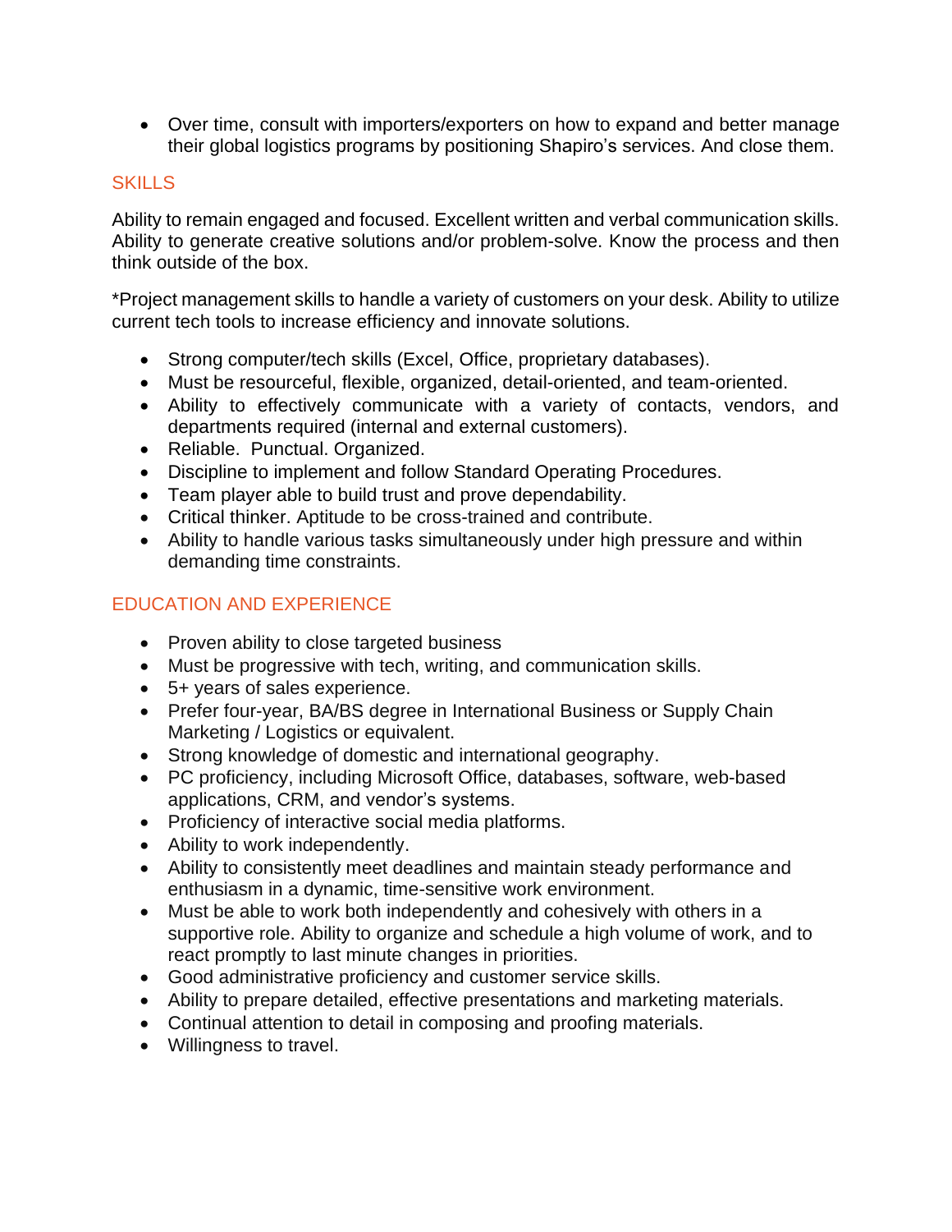- Over time, consult with importers/exporters on how to expand and better manage their global logistics programs by positioning Shapiro's services. And close them.

## SKILLS

Ability to remain engaged and focused. Excellent written and verbal communication skills. Ability to generate creative solutions and/or problem-solve. Know the process and then think outside of the box.

*Project management skills to handle a variety of customers on your desk. Ability to utilize current tech tools to increase efficiency and innovate solutions.

- Strong computer/tech skills (Excel, Office, proprietary databases).
- Must be resourceful, flexible, organized, detail-oriented, and team-oriented.
- Ability to effectively communicate with a variety of contacts, vendors, and departments required (internal and external customers).
- Reliable. Punctual. Organized.
- Discipline to implement and follow Standard Operating Procedures.
- Team player able to build trust and prove dependability.
- Critical thinker. Aptitude to be cross-trained and contribute.
- Ability to handle various tasks simultaneously under high pressure and within demanding time constraints.

## EDUCATION AND EXPERIENCE

- Proven ability to close targeted business
- Must be progressive with tech, writing, and communication skills.
- 5+ years of sales experience.
- Prefer four-year, BA/BS degree in International Business or Supply Chain Marketing / Logistics or equivalent.
- Strong knowledge of domestic and international geography.
- PC proficiency, including Microsoft Office, databases, software, web-based applications, CRM, and vendor's systems.
- Proficiency of interactive social media platforms.
- Ability to work independently.
- Ability to consistently meet deadlines and maintain steady performance and enthusiasm in a dynamic, time-sensitive work environment.
- Must be able to work both independently and cohesively with others in a supportive role. Ability to organize and schedule a high volume of work, and to react promptly to last minute changes in priorities.
- Good administrative proficiency and customer service skills.
- Ability to prepare detailed, effective presentations and marketing materials.
- Continual attention to detail in composing and proofing materials.
- Willingness to travel.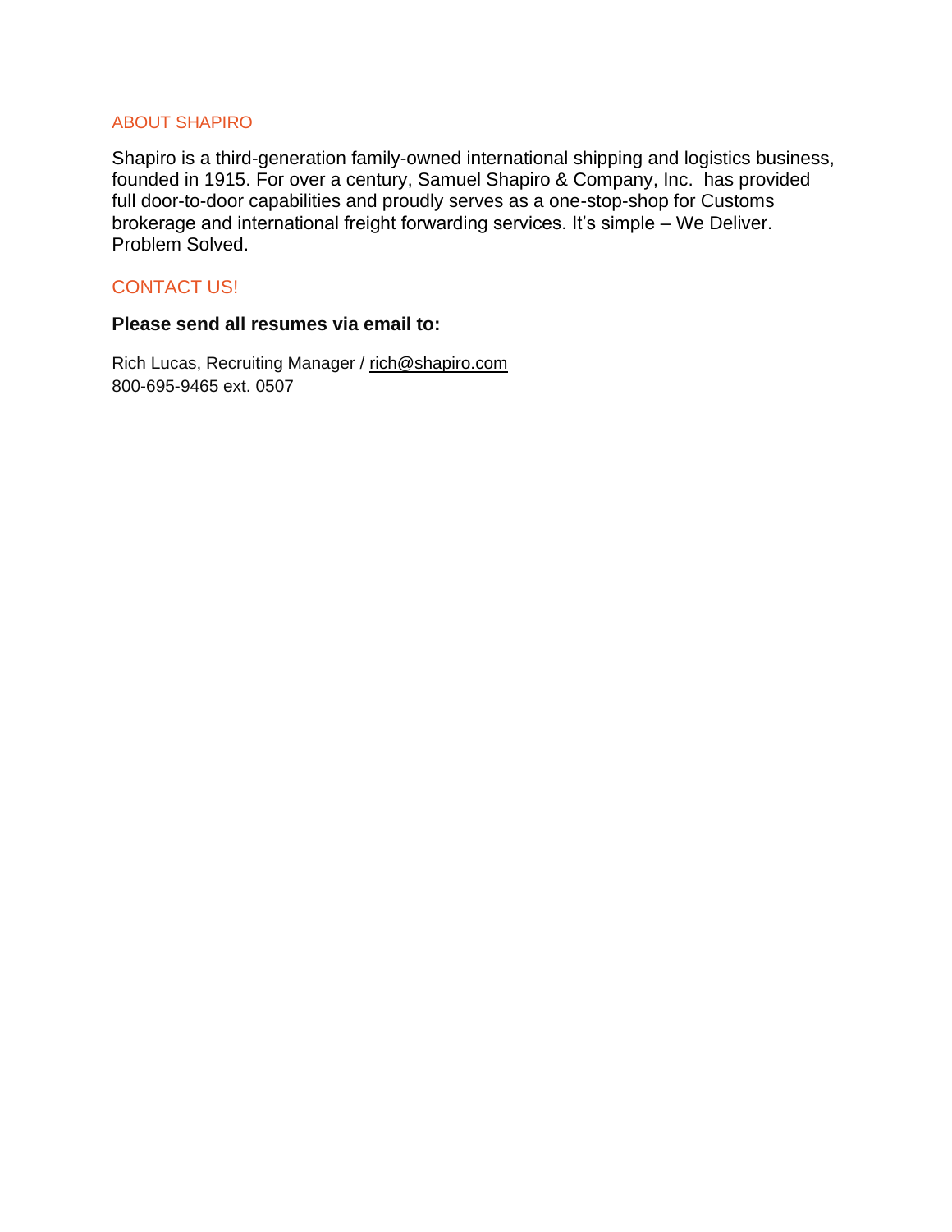## ABOUT SHAPIRO

Shapiro is a third-generation family-owned international shipping and logistics business, founded in 1915. For over a century, Samuel Shapiro & Company, Inc. has provided full door-to-door capabilities and proudly serves as a one-stop-shop for Customs brokerage and international freight forwarding services. It's simple – We Deliver. Problem Solved.

## CONTACT US!

**Please send all resumes via email to:**

Rich Lucas, Recruiting Manager / rich@shapiro.com
800-695-9465 ext. 0507